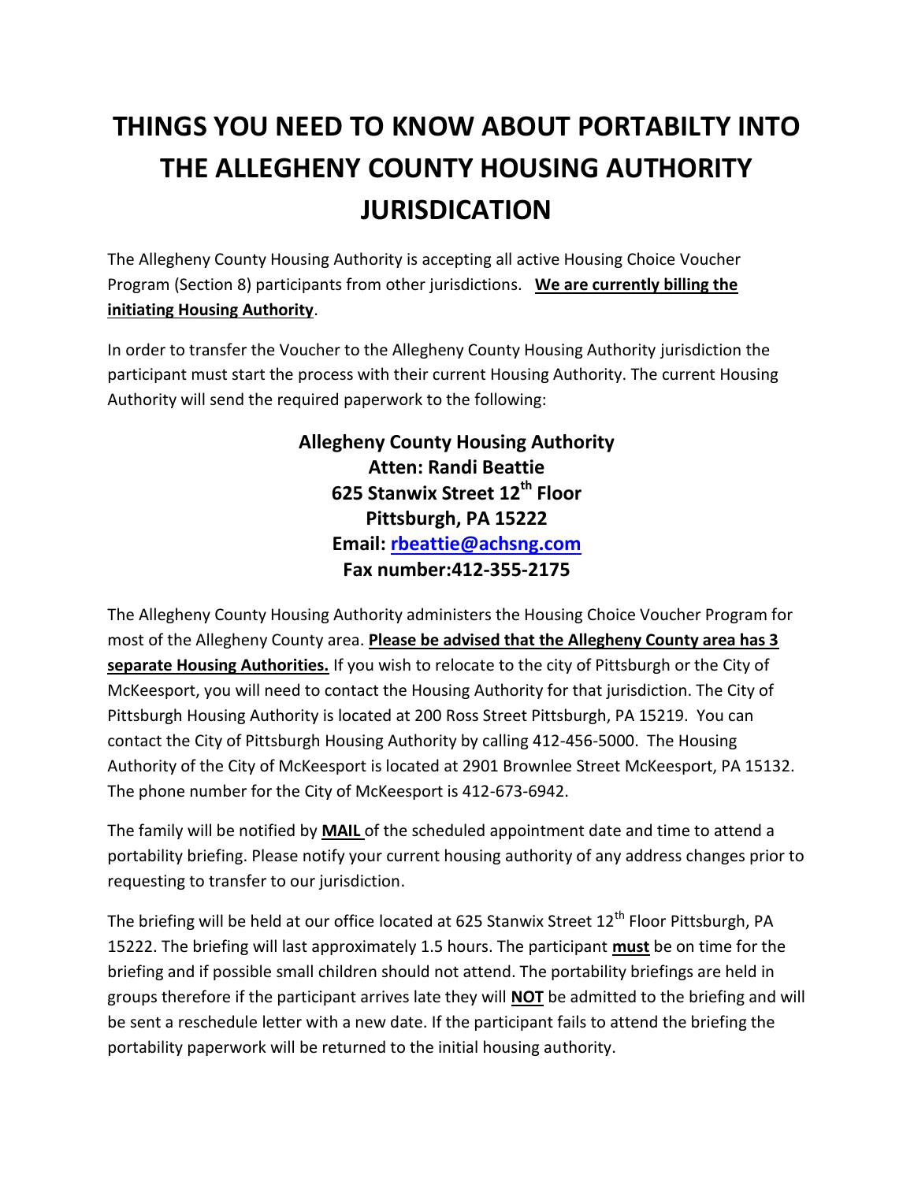# THINGS YOU NEED TO KNOW ABOUT PORTABILTY INTO THE ALLEGHENY COUNTY HOUSING AUTHORITY JURISDICATION

The Allegheny County Housing Authority is accepting all active Housing Choice Voucher Program (Section 8) participants from other jurisdictions. **We are currently billing the initiating Housing Authority**.

In order to transfer the Voucher to the Allegheny County Housing Authority jurisdiction the participant must start the process with their current Housing Authority. The current Housing Authority will send the required paperwork to the following:

**Allegheny County Housing Authority**
**Atten: Randi Beattie**
**625 Stanwix Street 12th Floor**
**Pittsburgh, PA 15222**
**Email: rbeattie@achsng.com**
**Fax number:412-355-2175**

The Allegheny County Housing Authority administers the Housing Choice Voucher Program for most of the Allegheny County area. **Please be advised that the Allegheny County area has 3 separate Housing Authorities.** If you wish to relocate to the city of Pittsburgh or the City of McKeesport, you will need to contact the Housing Authority for that jurisdiction. The City of Pittsburgh Housing Authority is located at 200 Ross Street Pittsburgh, PA 15219. You can contact the City of Pittsburgh Housing Authority by calling 412-456-5000. The Housing Authority of the City of McKeesport is located at 2901 Brownlee Street McKeesport, PA 15132. The phone number for the City of McKeesport is 412-673-6942.

The family will be notified by **MAIL** of the scheduled appointment date and time to attend a portability briefing. Please notify your current housing authority of any address changes prior to requesting to transfer to our jurisdiction.

The briefing will be held at our office located at 625 Stanwix Street 12th Floor Pittsburgh, PA 15222. The briefing will last approximately 1.5 hours. The participant **must** be on time for the briefing and if possible small children should not attend. The portability briefings are held in groups therefore if the participant arrives late they will **NOT** be admitted to the briefing and will be sent a reschedule letter with a new date. If the participant fails to attend the briefing the portability paperwork will be returned to the initial housing authority.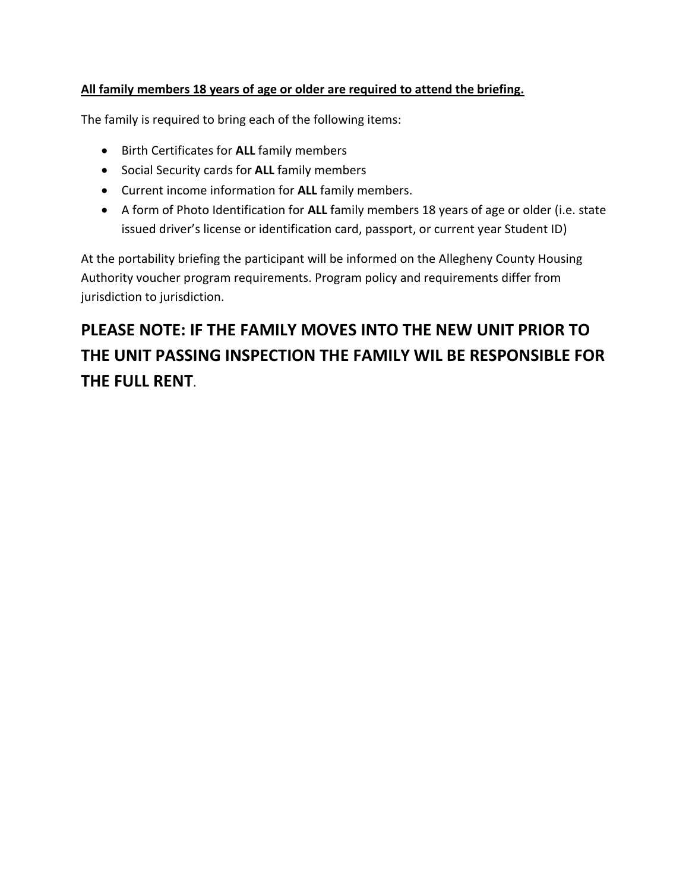**<u>All family members 18 years of age or older are required to attend the briefing.</u>**

The family is required to bring each of the following items:

- Birth Certificates for **ALL** family members
- Social Security cards for **ALL** family members
- Current income information for **ALL** family members.
- A form of Photo Identification for **ALL** family members 18 years of age or older (i.e. state issued driver's license or identification card, passport, or current year Student ID)

At the portability briefing the participant will be informed on the Allegheny County Housing Authority voucher program requirements. Program policy and requirements differ from jurisdiction to jurisdiction.

## PLEASE NOTE: IF THE FAMILY MOVES INTO THE NEW UNIT PRIOR TO THE UNIT PASSING INSPECTION THE FAMILY WIL BE RESPONSIBLE FOR THE FULL RENT.